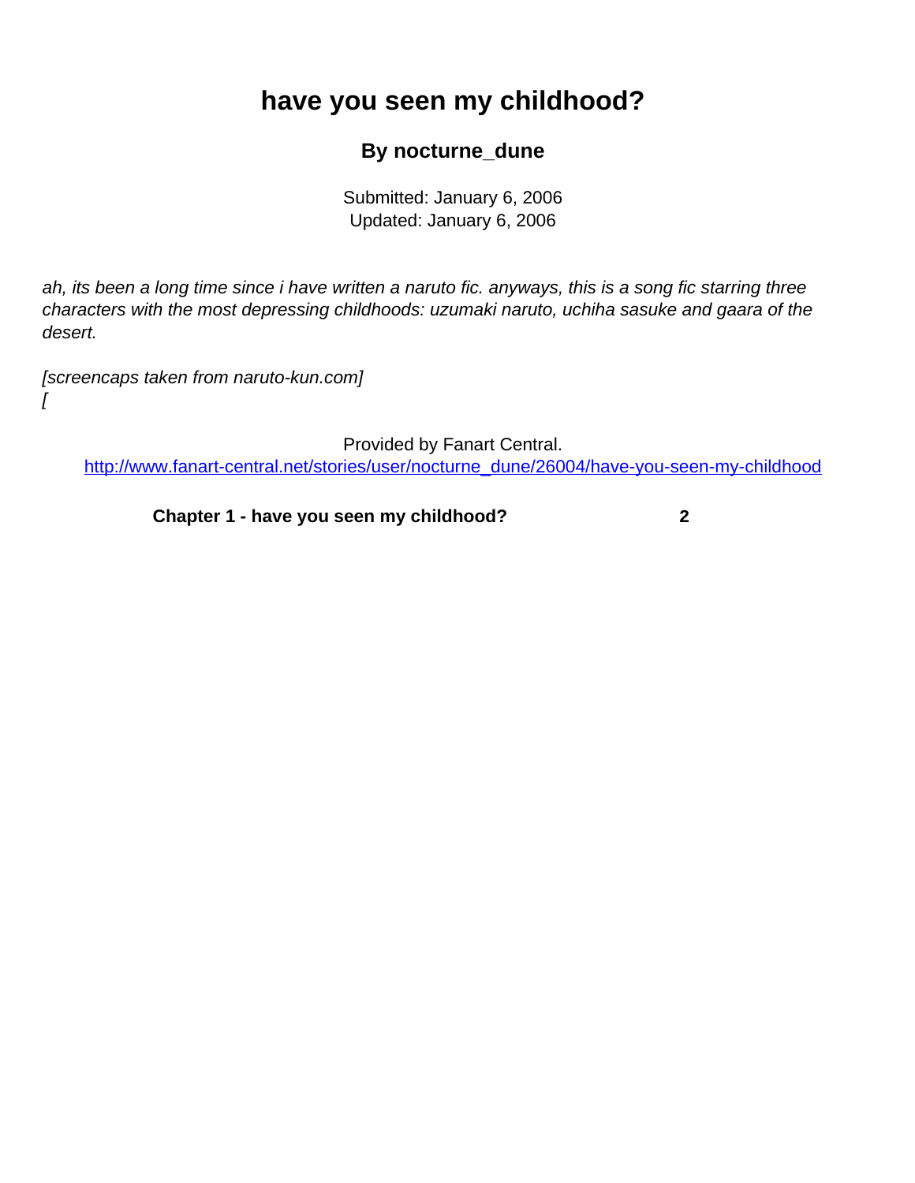# have you seen my childhood?

### By nocturne_dune

Submitted: January 6, 2006
Updated: January 6, 2006

*ah, its been a long time since i have written a naruto fic. anyways, this is a song fic starring three characters with the most depressing childhoods: uzumaki naruto, uchiha sasuke and gaara of the desert.*

*[screencaps taken from naruto-kun.com]*
*[*

Provided by Fanart Central.
http://www.fanart-central.net/stories/user/nocturne_dune/26004/have-you-seen-my-childhood

**Chapter 1 - have you seen my childhood?** **2**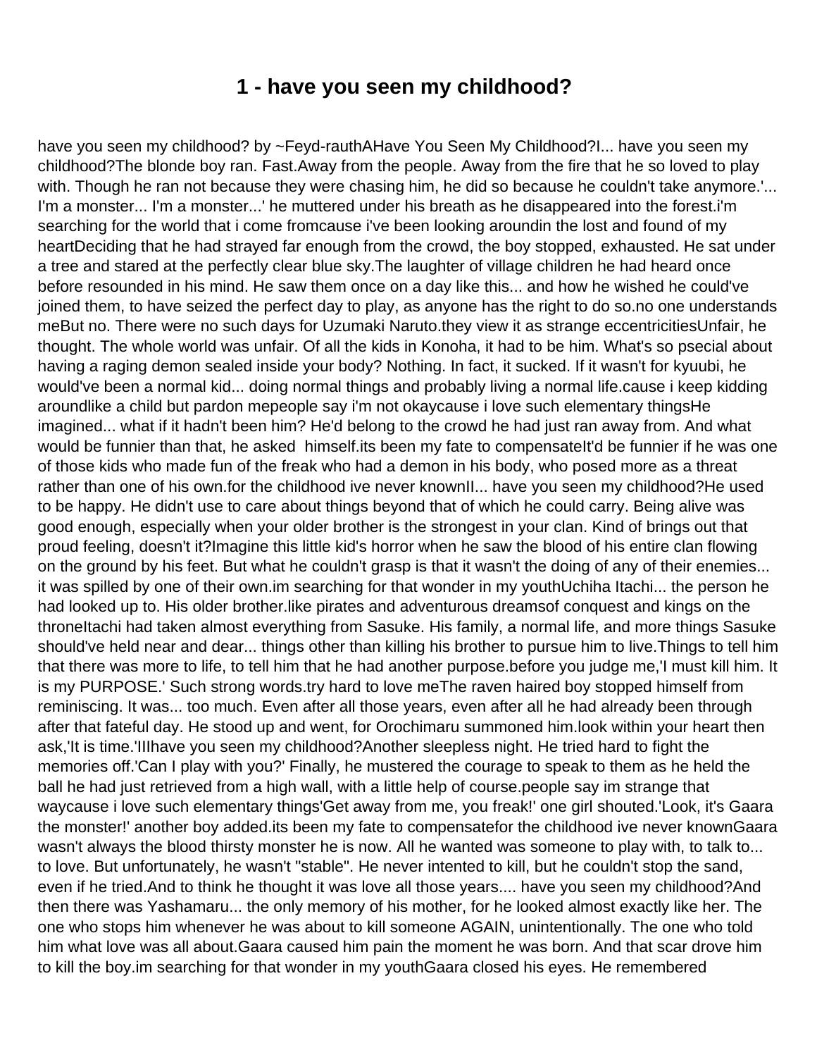# 1 - have you seen my childhood?

have you seen my childhood? by ~Feyd-rauthAHave You Seen My Childhood?I... have you seen my childhood?The blonde boy ran. Fast.Away from the people. Away from the fire that he so loved to play with. Though he ran not because they were chasing him, he did so because he couldn't take anymore.'... I'm a monster... I'm a monster...' he muttered under his breath as he disappeared into the forest.i'm searching for the world that i come fromcause i've been looking aroundin the lost and found of my heartDeciding that he had strayed far enough from the crowd, the boy stopped, exhausted. He sat under a tree and stared at the perfectly clear blue sky.The laughter of village children he had heard once before resounded in his mind. He saw them once on a day like this... and how he wished he could've joined them, to have seized the perfect day to play, as anyone has the right to do so.no one understands meBut no. There were no such days for Uzumaki Naruto.they view it as strange eccentricitiesUnfair, he thought. The whole world was unfair. Of all the kids in Konoha, it had to be him. What's so psecial about having a raging demon sealed inside your body? Nothing. In fact, it sucked. If it wasn't for kyuubi, he would've been a normal kid... doing normal things and probably living a normal life.cause i keep kidding aroundlike a child but pardon mepeople say i'm not okaycause i love such elementary thingsHe imagined... what if it hadn't been him? He'd belong to the crowd he had just ran away from. And what would be funnier than that, he asked himself.its been my fate to compensateIt'd be funnier if he was one of those kids who made fun of the freak who had a demon in his body, who posed more as a threat rather than one of his own.for the childhood ive never knownII... have you seen my childhood?He used to be happy. He didn't use to care about things beyond that of which he could carry. Being alive was good enough, especially when your older brother is the strongest in your clan. Kind of brings out that proud feeling, doesn't it?Imagine this little kid's horror when he saw the blood of his entire clan flowing on the ground by his feet. But what he couldn't grasp is that it wasn't the doing of any of their enemies... it was spilled by one of their own.im searching for that wonder in my youthUchiha Itachi... the person he had looked up to. His older brother.like pirates and adventurous dreamsof conquest and kings on the throneItachi had taken almost everything from Sasuke. His family, a normal life, and more things Sasuke should've held near and dear... things other than killing his brother to pursue him to live.Things to tell him that there was more to life, to tell him that he had another purpose.before you judge me,'I must kill him. It is my PURPOSE.' Such strong words.try hard to love meThe raven haired boy stopped himself from reminiscing. It was... too much. Even after all those years, even after all he had already been through after that fateful day. He stood up and went, for Orochimaru summoned him.look within your heart then ask,'It is time.'IIIhave you seen my childhood?Another sleepless night. He tried hard to fight the memories off.'Can I play with you?' Finally, he mustered the courage to speak to them as he held the ball he had just retrieved from a high wall, with a little help of course.people say im strange that waycause i love such elementary things'Get away from me, you freak!' one girl shouted.'Look, it's Gaara the monster!' another boy added.its been my fate to compensatefor the childhood ive never knownGaara wasn't always the blood thirsty monster he is now. All he wanted was someone to play with, to talk to... to love. But unfortunately, he wasn't "stable". He never intented to kill, but he couldn't stop the sand, even if he tried.And to think he thought it was love all those years.... have you seen my childhood?And then there was Yashamaru... the only memory of his mother, for he looked almost exactly like her. The one who stops him whenever he was about to kill someone AGAIN, unintentionally. The one who told him what love was all about.Gaara caused him pain the moment he was born. And that scar drove him to kill the boy.im searching for that wonder in my youthGaara closed his eyes. He remembered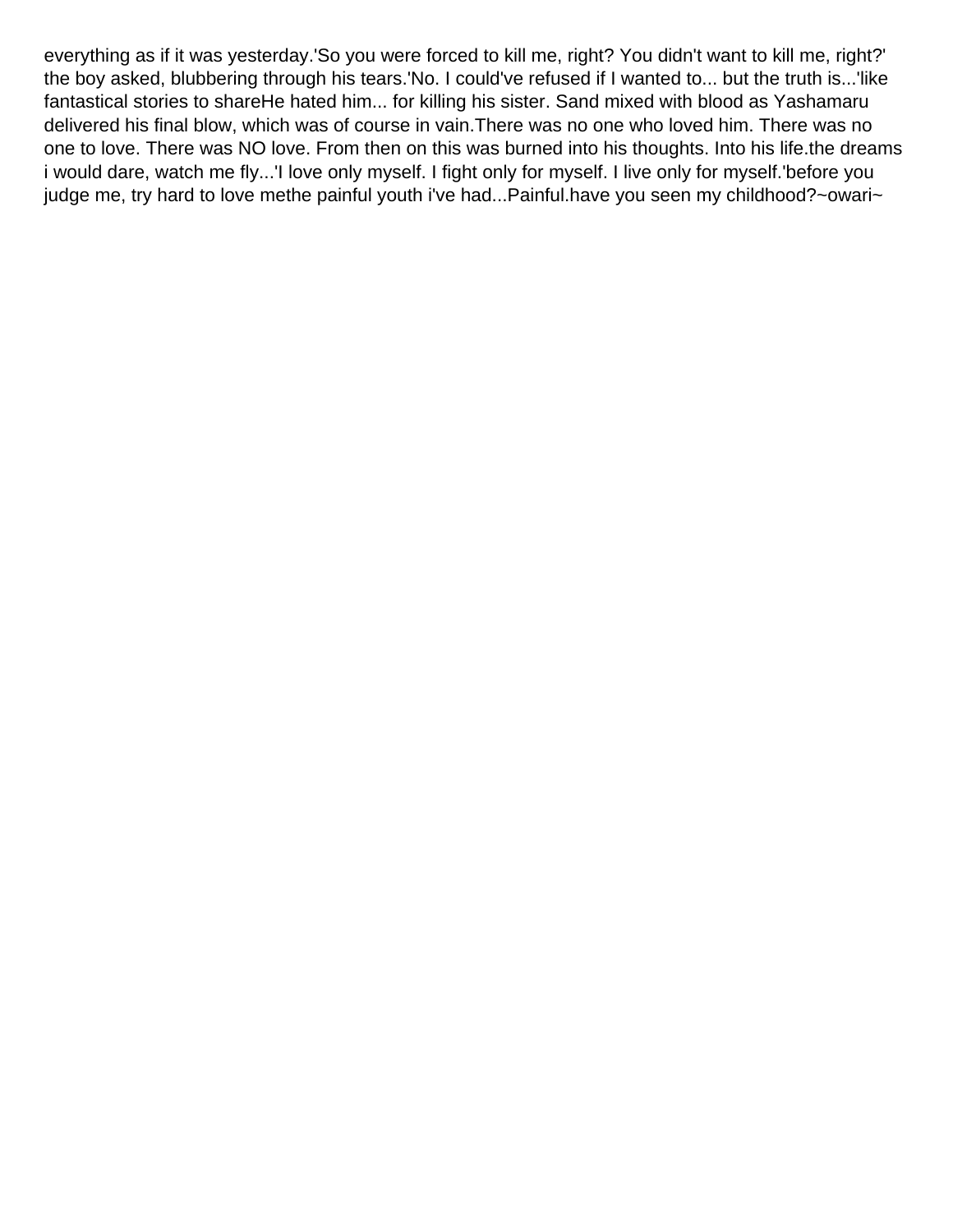everything as if it was yesterday.'So you were forced to kill me, right? You didn't want to kill me, right?' the boy asked, blubbering through his tears.'No. I could've refused if I wanted to... but the truth is...'like fantastical stories to shareHe hated him... for killing his sister. Sand mixed with blood as Yashamaru delivered his final blow, which was of course in vain.There was no one who loved him. There was no one to love. There was NO love. From then on this was burned into his thoughts. Into his life.the dreams i would dare, watch me fly...'I love only myself. I fight only for myself. I live only for myself.'before you judge me, try hard to love methe painful youth i've had...Painful.have you seen my childhood?~owari~